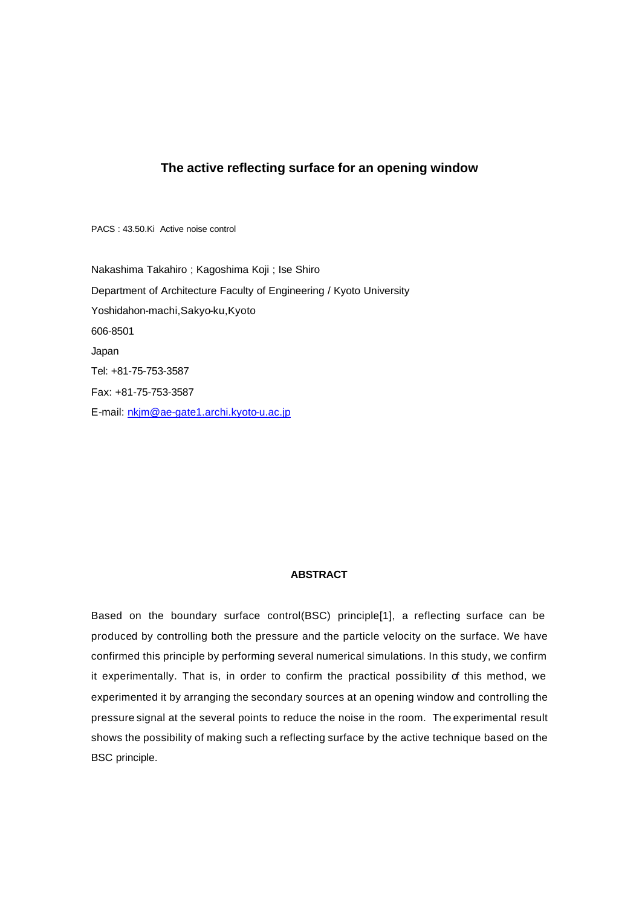# The active reflecting surface for an opening window

PACS : 43.50.Ki Active noise control

Nakashima Takahiro ; Kagoshima Koji ; Ise Shiro

Department of Architecture Faculty of Engineering / Kyoto University

Yoshidahon-machi,Sakyo-ku,Kyoto

606-8501

Japan

Tel: +81-75-753-3587

Fax: +81-75-753-3587

E-mail: nkjm@ae-gate1.archi.kyoto-u.ac.jp

## ABSTRACT

Based on the boundary surface control(BSC) principle[1], a reflecting surface can be produced by controlling both the pressure and the particle velocity on the surface. We have confirmed this principle by performing several numerical simulations. In this study, we confirm it experimentally. That is, in order to confirm the practical possibility of this method, we experimented it by arranging the secondary sources at an opening window and controlling the pressure signal at the several points to reduce the noise in the room. The experimental result shows the possibility of making such a reflecting surface by the active technique based on the BSC principle.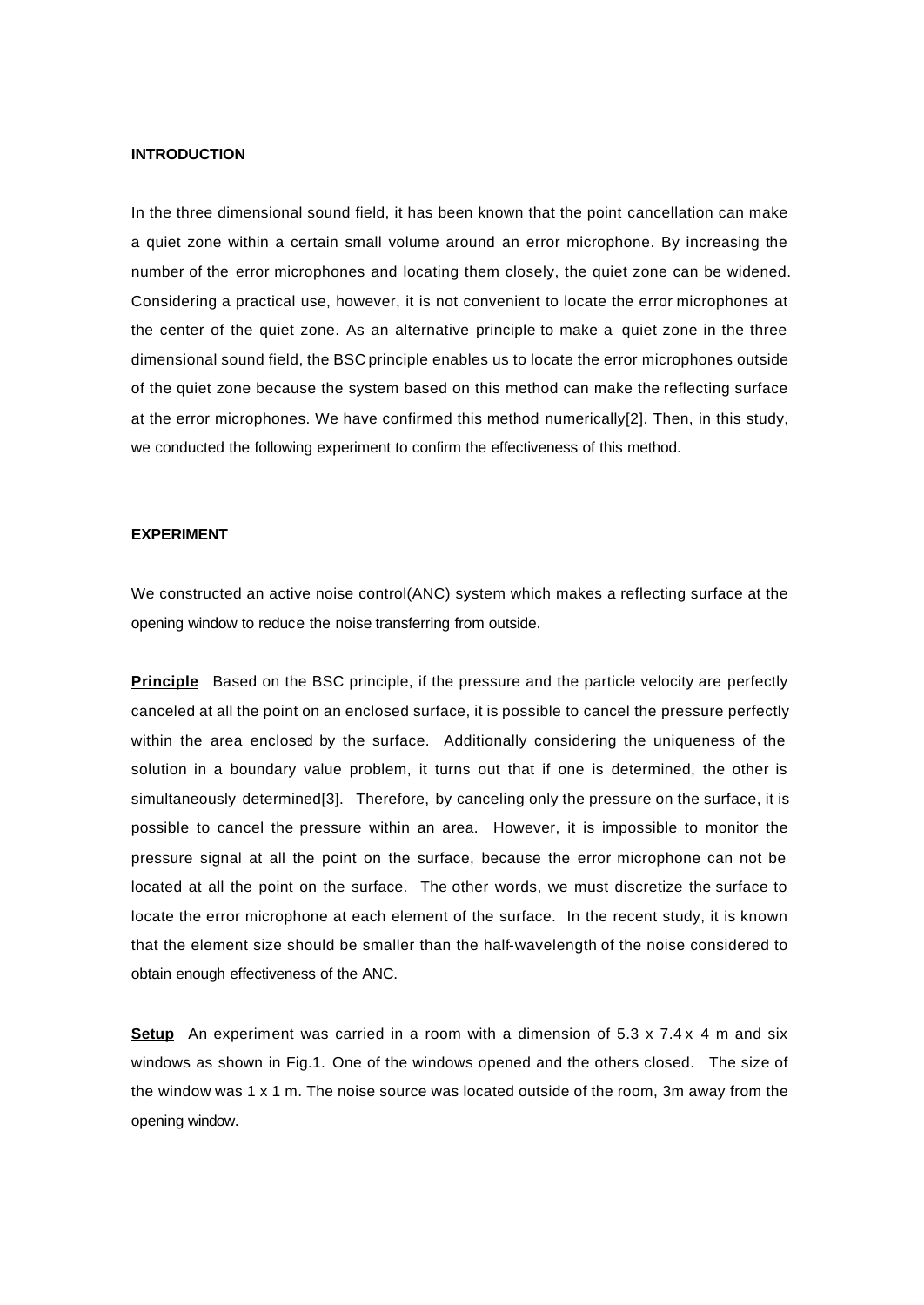## INTRODUCTION

In the three dimensional sound field, it has been known that the point cancellation can make a quiet zone within a certain small volume around an error microphone. By increasing the number of the error microphones and locating them closely, the quiet zone can be widened. Considering a practical use, however, it is not convenient to locate the error microphones at the center of the quiet zone. As an alternative principle to make a quiet zone in the three dimensional sound field, the BSC principle enables us to locate the error microphones outside of the quiet zone because the system based on this method can make the reflecting surface at the error microphones. We have confirmed this method numerically[2]. Then, in this study, we conducted the following experiment to confirm the effectiveness of this method.

## EXPERIMENT

We constructed an active noise control(ANC) system which makes a reflecting surface at the opening window to reduce the noise transferring from outside.

**Principle** Based on the BSC principle, if the pressure and the particle velocity are perfectly canceled at all the point on an enclosed surface, it is possible to cancel the pressure perfectly within the area enclosed by the surface. Additionally considering the uniqueness of the solution in a boundary value problem, it turns out that if one is determined, the other is simultaneously determined[3]. Therefore, by canceling only the pressure on the surface, it is possible to cancel the pressure within an area. However, it is impossible to monitor the pressure signal at all the point on the surface, because the error microphone can not be located at all the point on the surface. The other words, we must discretize the surface to locate the error microphone at each element of the surface. In the recent study, it is known that the element size should be smaller than the half-wavelength of the noise considered to obtain enough effectiveness of the ANC.

**Setup** An experiment was carried in a room with a dimension of 5.3 x 7.4 x 4 m and six windows as shown in Fig.1. One of the windows opened and the others closed. The size of the window was 1 x 1 m. The noise source was located outside of the room, 3m away from the opening window.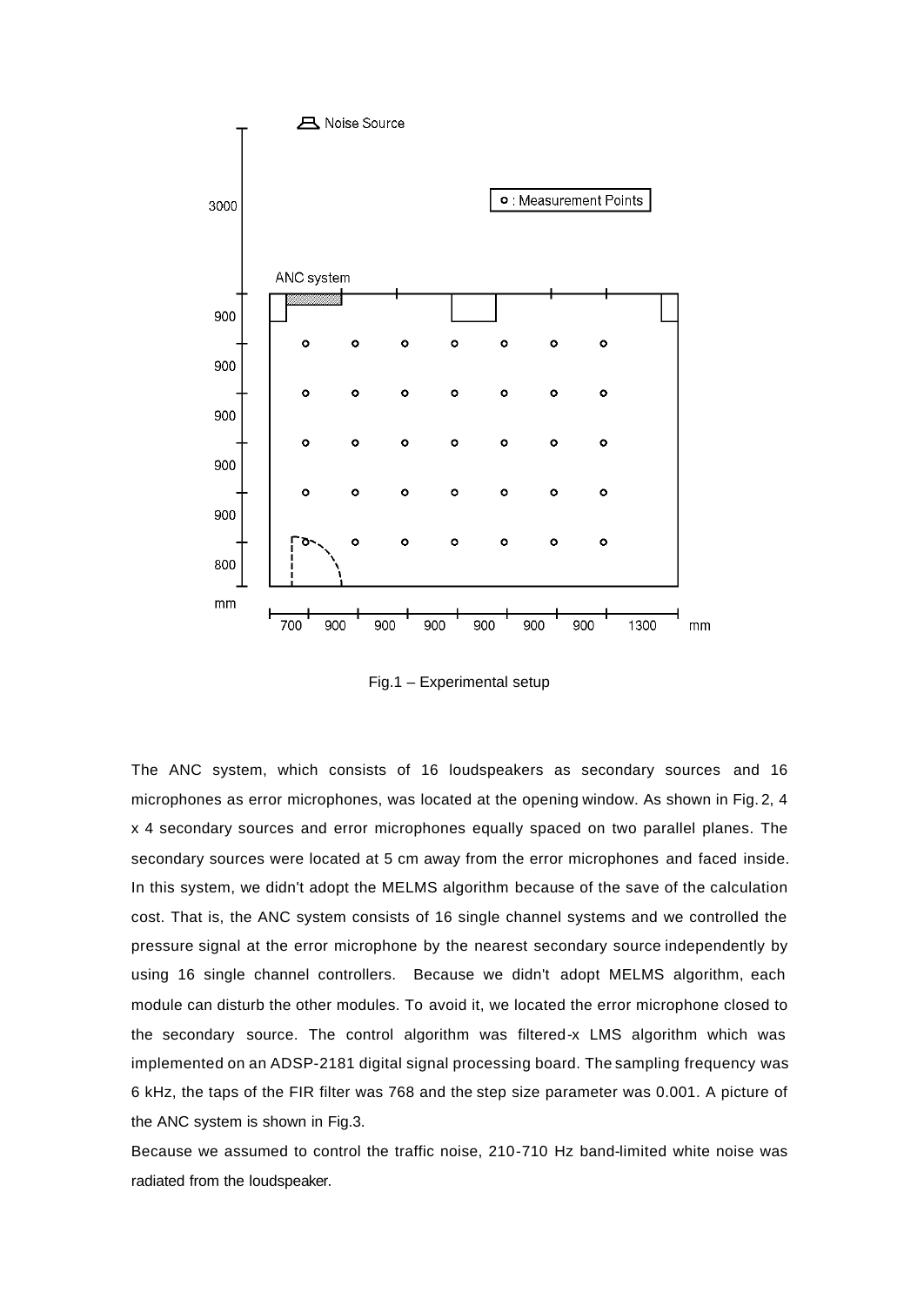Fig.1 – Experimental setup

The ANC system, which consists of 16 loudspeakers as secondary sources and 16 microphones as error microphones, was located at the opening window. As shown in Fig. 2, 4 x 4 secondary sources and error microphones equally spaced on two parallel planes. The secondary sources were located at 5 cm away from the error microphones and faced inside. In this system, we didn't adopt the MELMS algorithm because of the save of the calculation cost. That is, the ANC system consists of 16 single channel systems and we controlled the pressure signal at the error microphone by the nearest secondary source independently by using 16 single channel controllers. Because we didn't adopt MELMS algorithm, each module can disturb the other modules. To avoid it, we located the error microphone closed to the secondary source. The control algorithm was filtered-x LMS algorithm which was implemented on an ADSP-2181 digital signal processing board. The sampling frequency was 6 kHz, the taps of the FIR filter was 768 and the step size parameter was 0.001. A picture of the ANC system is shown in Fig.3.

Because we assumed to control the traffic noise, 210-710 Hz band-limited white noise was radiated from the loudspeaker.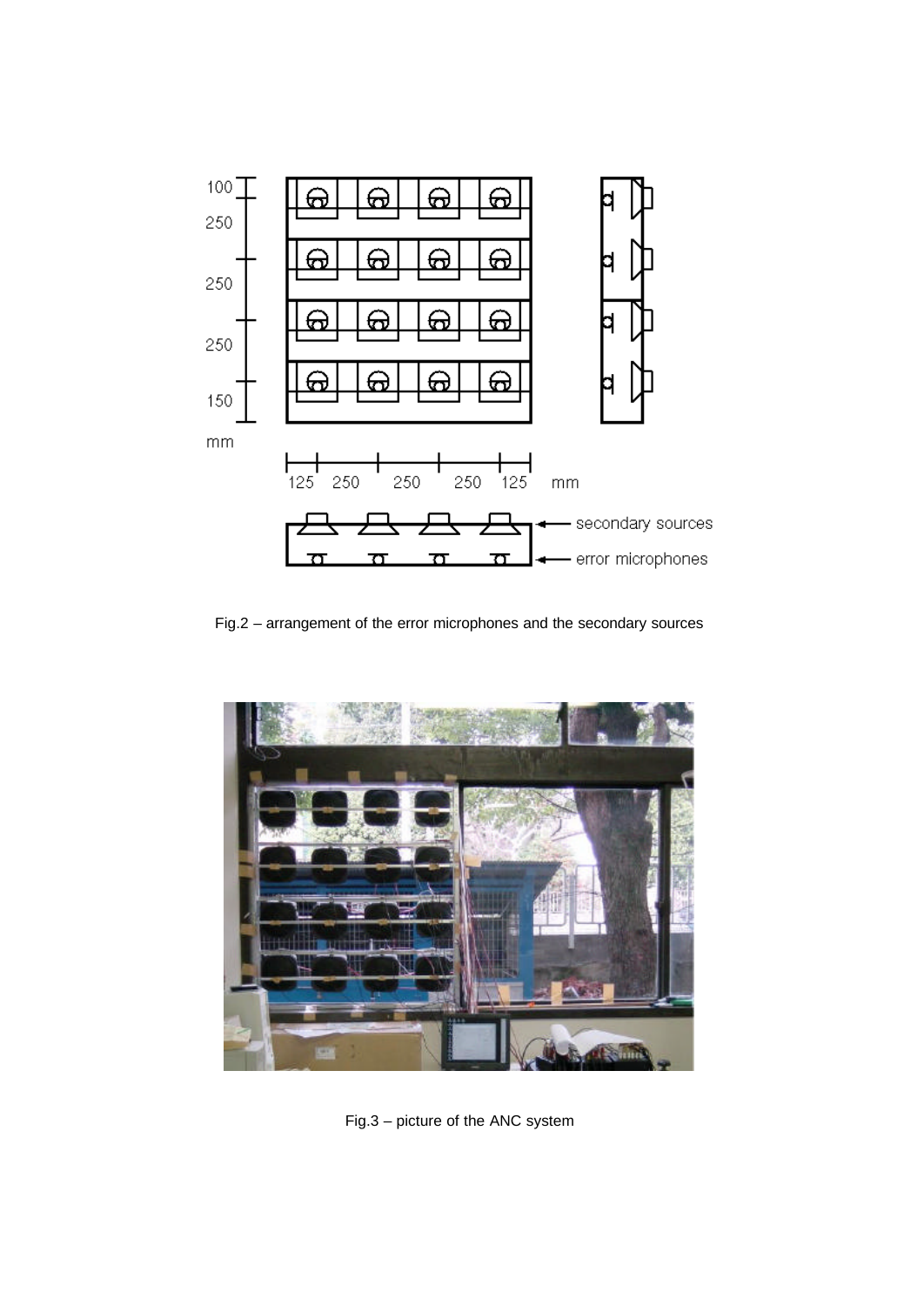Fig.2 – arrangement of the error microphones and the secondary sources

Fig.3 – picture of the ANC system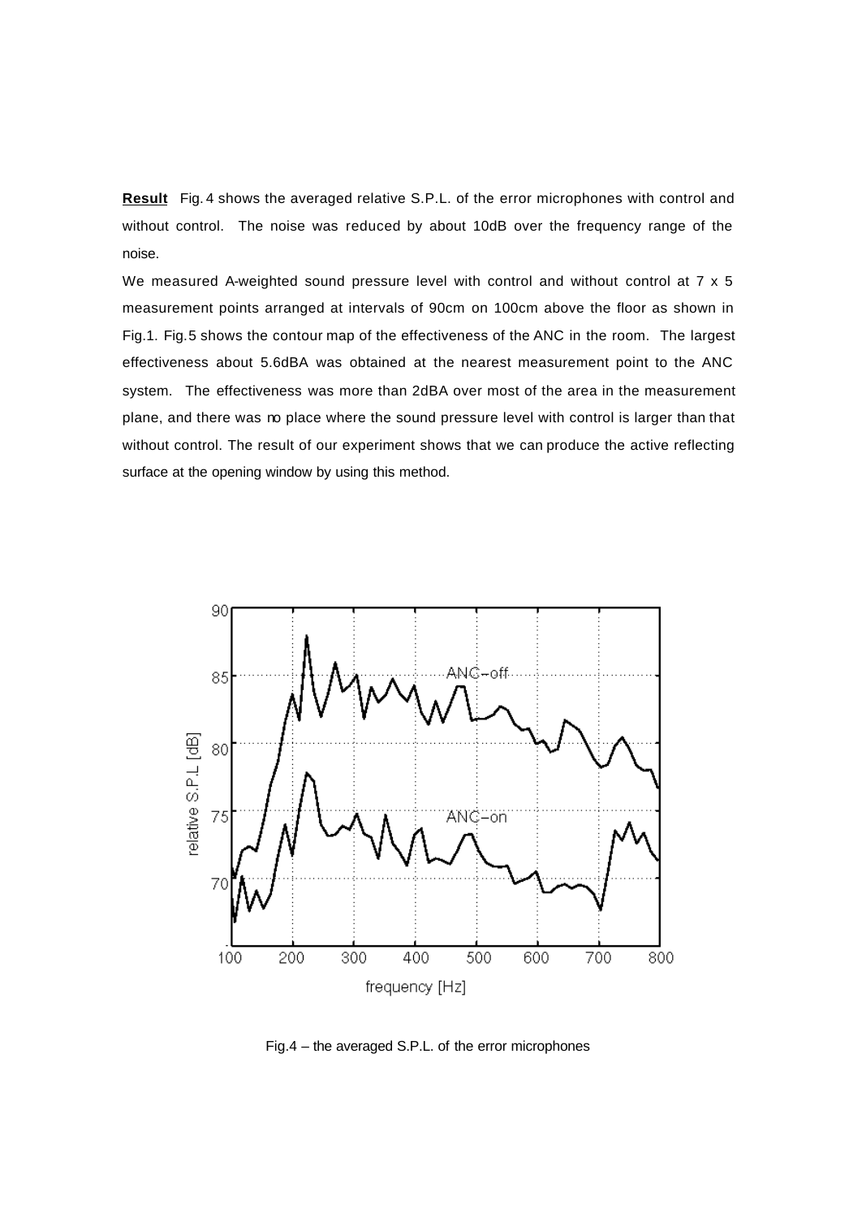**Result** Fig. 4 shows the averaged relative S.P.L. of the error microphones with control and without control. The noise was reduced by about 10dB over the frequency range of the noise.

We measured A-weighted sound pressure level with control and without control at 7 x 5 measurement points arranged at intervals of 90cm on 100cm above the floor as shown in Fig.1. Fig.5 shows the contour map of the effectiveness of the ANC in the room. The largest effectiveness about 5.6dBA was obtained at the nearest measurement point to the ANC system. The effectiveness was more than 2dBA over most of the area in the measurement plane, and there was no place where the sound pressure level with control is larger than that without control. The result of our experiment shows that we can produce the active reflecting surface at the opening window by using this method.

Fig.4 – the averaged S.P.L. of the error microphones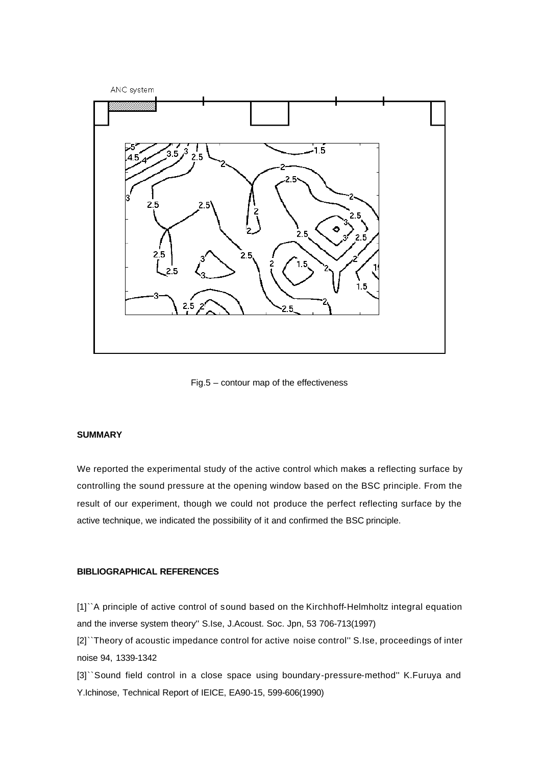ANC system

5
4.5
4
3.5
3
2.5
2
1.5
3
2.5
2.5
2
2
2.5
2
2.5
3
2.5
2.5
2.5
3
2.5
2
1.5
2
2
1
1.5
3
2.5
2
2
2.5
3

Fig.5 – contour map of the effectiveness

**SUMMARY**

We reported the experimental study of the active control which makes a reflecting surface by controlling the sound pressure at the opening window based on the BSC principle. From the result of our experiment, though we could not produce the perfect reflecting surface by the active technique, we indicated the possibility of it and confirmed the BSC principle.

**BIBLIOGRAPHICAL REFERENCES**

[1]``A principle of active control of sound based on the Kirchhoff-Helmholtz integral equation and the inverse system theory'' S.Ise, J.Acoust. Soc. Jpn, 53 706-713(1997)

[2]``Theory of acoustic impedance control for active noise control'' S.Ise, proceedings of inter noise 94, 1339-1342

[3]``Sound field control in a close space using boundary-pressure-method'' K.Furuya and Y.Ichinose, Technical Report of IEICE, EA90-15, 599-606(1990)